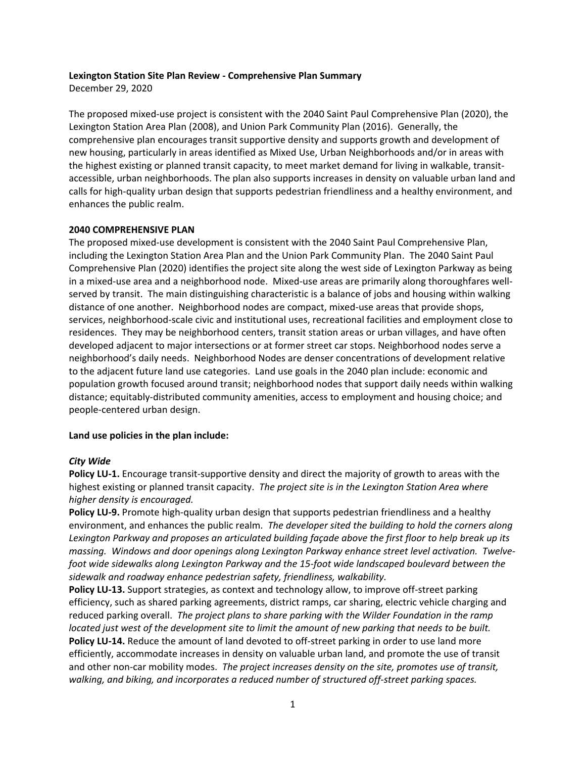**Lexington Station Site Plan Review - Comprehensive Plan Summary**

December 29, 2020

The proposed mixed-use project is consistent with the 2040 Saint Paul Comprehensive Plan (2020), the Lexington Station Area Plan (2008), and Union Park Community Plan (2016). Generally, the comprehensive plan encourages transit supportive density and supports growth and development of new housing, particularly in areas identified as Mixed Use, Urban Neighborhoods and/or in areas with the highest existing or planned transit capacity, to meet market demand for living in walkable, transit-accessible, urban neighborhoods. The plan also supports increases in density on valuable urban land and calls for high-quality urban design that supports pedestrian friendliness and a healthy environment, and enhances the public realm.

**2040 COMPREHENSIVE PLAN**

The proposed mixed-use development is consistent with the 2040 Saint Paul Comprehensive Plan, including the Lexington Station Area Plan and the Union Park Community Plan. The 2040 Saint Paul Comprehensive Plan (2020) identifies the project site along the west side of Lexington Parkway as being in a mixed-use area and a neighborhood node. Mixed-use areas are primarily along thoroughfares well-served by transit. The main distinguishing characteristic is a balance of jobs and housing within walking distance of one another. Neighborhood nodes are compact, mixed-use areas that provide shops, services, neighborhood-scale civic and institutional uses, recreational facilities and employment close to residences. They may be neighborhood centers, transit station areas or urban villages, and have often developed adjacent to major intersections or at former street car stops. Neighborhood nodes serve a neighborhood's daily needs. Neighborhood Nodes are denser concentrations of development relative to the adjacent future land use categories. Land use goals in the 2040 plan include: economic and population growth focused around transit; neighborhood nodes that support daily needs within walking distance; equitably-distributed community amenities, access to employment and housing choice; and people-centered urban design.

**Land use policies in the plan include:**

***City Wide***

**Policy LU-1.** Encourage transit-supportive density and direct the majority of growth to areas with the highest existing or planned transit capacity. *The project site is in the Lexington Station Area where higher density is encouraged.*

**Policy LU-9.** Promote high-quality urban design that supports pedestrian friendliness and a healthy environment, and enhances the public realm. *The developer sited the building to hold the corners along Lexington Parkway and proposes an articulated building façade above the first floor to help break up its massing. Windows and door openings along Lexington Parkway enhance street level activation. Twelve-foot wide sidewalks along Lexington Parkway and the 15-foot wide landscaped boulevard between the sidewalk and roadway enhance pedestrian safety, friendliness, walkability.*

**Policy LU-13.** Support strategies, as context and technology allow, to improve off-street parking efficiency, such as shared parking agreements, district ramps, car sharing, electric vehicle charging and reduced parking overall. *The project plans to share parking with the Wilder Foundation in the ramp located just west of the development site to limit the amount of new parking that needs to be built.*

**Policy LU-14.** Reduce the amount of land devoted to off-street parking in order to use land more efficiently, accommodate increases in density on valuable urban land, and promote the use of transit and other non-car mobility modes. *The project increases density on the site, promotes use of transit, walking, and biking, and incorporates a reduced number of structured off-street parking spaces.*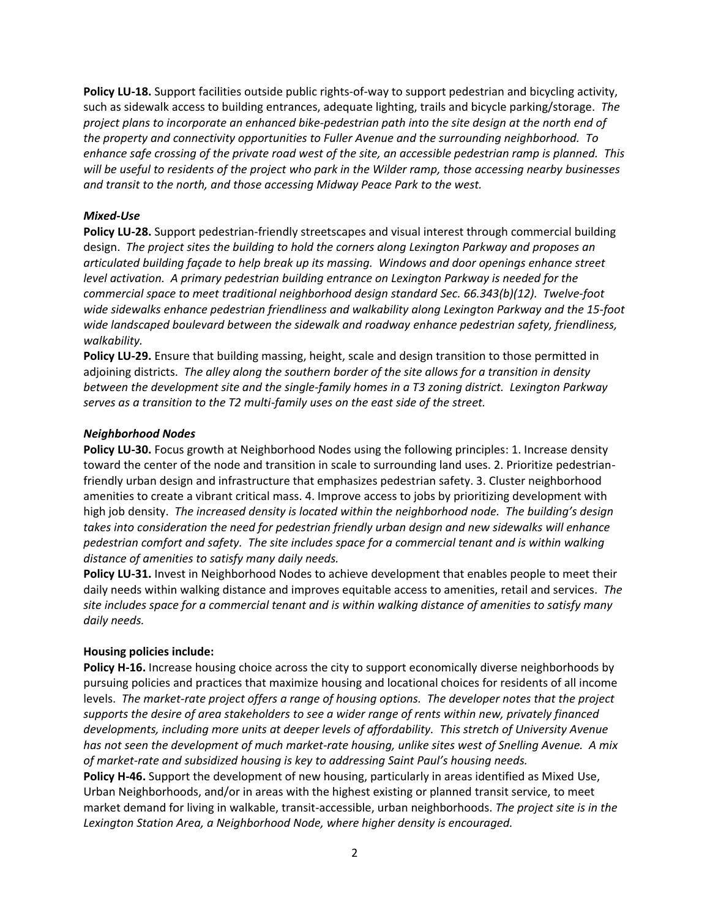**Policy LU-18.** Support facilities outside public rights-of-way to support pedestrian and bicycling activity, such as sidewalk access to building entrances, adequate lighting, trails and bicycle parking/storage. *The project plans to incorporate an enhanced bike-pedestrian path into the site design at the north end of the property and connectivity opportunities to Fuller Avenue and the surrounding neighborhood. To enhance safe crossing of the private road west of the site, an accessible pedestrian ramp is planned. This will be useful to residents of the project who park in the Wilder ramp, those accessing nearby businesses and transit to the north, and those accessing Midway Peace Park to the west.*

***Mixed-Use***

**Policy LU-28.** Support pedestrian-friendly streetscapes and visual interest through commercial building design. *The project sites the building to hold the corners along Lexington Parkway and proposes an articulated building façade to help break up its massing. Windows and door openings enhance street level activation. A primary pedestrian building entrance on Lexington Parkway is needed for the commercial space to meet traditional neighborhood design standard Sec. 66.343(b)(12). Twelve-foot wide sidewalks enhance pedestrian friendliness and walkability along Lexington Parkway and the 15-foot wide landscaped boulevard between the sidewalk and roadway enhance pedestrian safety, friendliness, walkability.*

**Policy LU-29.** Ensure that building massing, height, scale and design transition to those permitted in adjoining districts. *The alley along the southern border of the site allows for a transition in density between the development site and the single-family homes in a T3 zoning district. Lexington Parkway serves as a transition to the T2 multi-family uses on the east side of the street.*

***Neighborhood Nodes***

**Policy LU-30.** Focus growth at Neighborhood Nodes using the following principles: 1. Increase density toward the center of the node and transition in scale to surrounding land uses. 2. Prioritize pedestrian-friendly urban design and infrastructure that emphasizes pedestrian safety. 3. Cluster neighborhood amenities to create a vibrant critical mass. 4. Improve access to jobs by prioritizing development with high job density. *The increased density is located within the neighborhood node. The building's design takes into consideration the need for pedestrian friendly urban design and new sidewalks will enhance pedestrian comfort and safety. The site includes space for a commercial tenant and is within walking distance of amenities to satisfy many daily needs.*

**Policy LU-31.** Invest in Neighborhood Nodes to achieve development that enables people to meet their daily needs within walking distance and improves equitable access to amenities, retail and services. *The site includes space for a commercial tenant and is within walking distance of amenities to satisfy many daily needs.*

**Housing policies include:**

**Policy H-16.** Increase housing choice across the city to support economically diverse neighborhoods by pursuing policies and practices that maximize housing and locational choices for residents of all income levels. *The market-rate project offers a range of housing options. The developer notes that the project supports the desire of area stakeholders to see a wider range of rents within new, privately financed developments, including more units at deeper levels of affordability. This stretch of University Avenue has not seen the development of much market-rate housing, unlike sites west of Snelling Avenue. A mix of market-rate and subsidized housing is key to addressing Saint Paul's housing needs.*

**Policy H-46.** Support the development of new housing, particularly in areas identified as Mixed Use, Urban Neighborhoods, and/or in areas with the highest existing or planned transit service, to meet market demand for living in walkable, transit-accessible, urban neighborhoods. *The project site is in the Lexington Station Area, a Neighborhood Node, where higher density is encouraged.*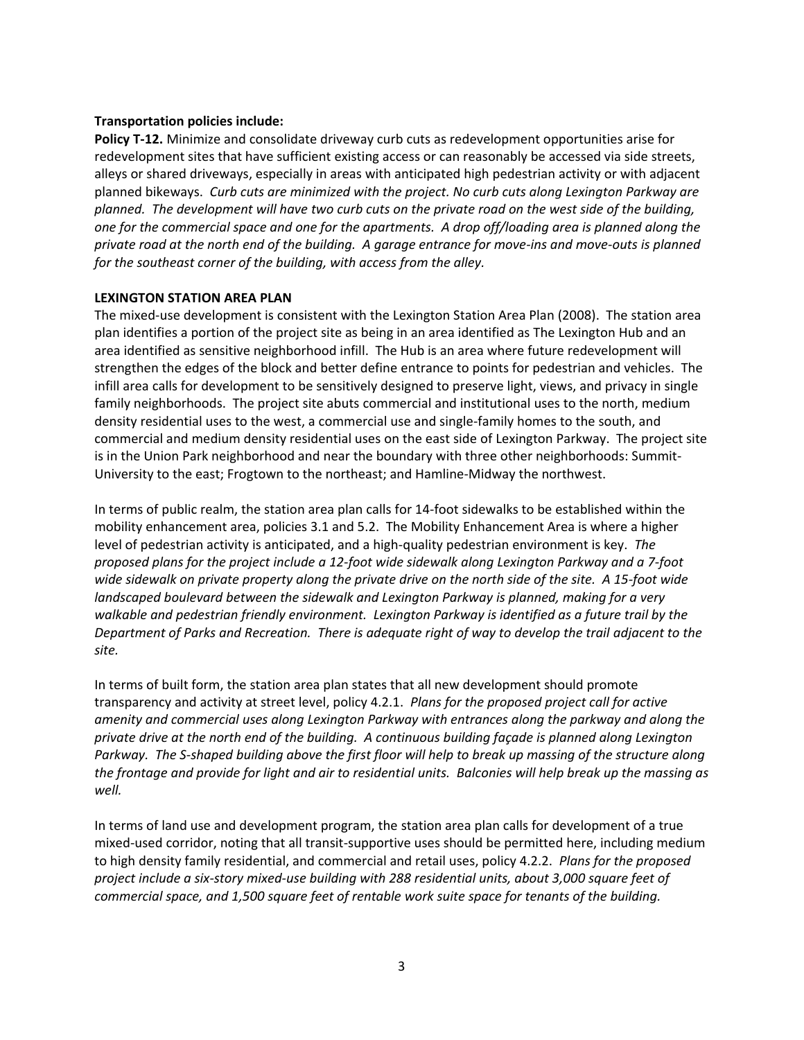**Transportation policies include:**

**Policy T-12.** Minimize and consolidate driveway curb cuts as redevelopment opportunities arise for redevelopment sites that have sufficient existing access or can reasonably be accessed via side streets, alleys or shared driveways, especially in areas with anticipated high pedestrian activity or with adjacent planned bikeways. *Curb cuts are minimized with the project. No curb cuts along Lexington Parkway are planned. The development will have two curb cuts on the private road on the west side of the building, one for the commercial space and one for the apartments. A drop off/loading area is planned along the private road at the north end of the building. A garage entrance for move-ins and move-outs is planned for the southeast corner of the building, with access from the alley.*

**LEXINGTON STATION AREA PLAN**

The mixed-use development is consistent with the Lexington Station Area Plan (2008). The station area plan identifies a portion of the project site as being in an area identified as The Lexington Hub and an area identified as sensitive neighborhood infill. The Hub is an area where future redevelopment will strengthen the edges of the block and better define entrance to points for pedestrian and vehicles. The infill area calls for development to be sensitively designed to preserve light, views, and privacy in single family neighborhoods. The project site abuts commercial and institutional uses to the north, medium density residential uses to the west, a commercial use and single-family homes to the south, and commercial and medium density residential uses on the east side of Lexington Parkway. The project site is in the Union Park neighborhood and near the boundary with three other neighborhoods: Summit-University to the east; Frogtown to the northeast; and Hamline-Midway the northwest.

In terms of public realm, the station area plan calls for 14-foot sidewalks to be established within the mobility enhancement area, policies 3.1 and 5.2. The Mobility Enhancement Area is where a higher level of pedestrian activity is anticipated, and a high-quality pedestrian environment is key. *The proposed plans for the project include a 12-foot wide sidewalk along Lexington Parkway and a 7-foot wide sidewalk on private property along the private drive on the north side of the site. A 15-foot wide landscaped boulevard between the sidewalk and Lexington Parkway is planned, making for a very walkable and pedestrian friendly environment. Lexington Parkway is identified as a future trail by the Department of Parks and Recreation. There is adequate right of way to develop the trail adjacent to the site.*

In terms of built form, the station area plan states that all new development should promote transparency and activity at street level, policy 4.2.1. *Plans for the proposed project call for active amenity and commercial uses along Lexington Parkway with entrances along the parkway and along the private drive at the north end of the building. A continuous building façade is planned along Lexington Parkway. The S-shaped building above the first floor will help to break up massing of the structure along the frontage and provide for light and air to residential units. Balconies will help break up the massing as well.*

In terms of land use and development program, the station area plan calls for development of a true mixed-used corridor, noting that all transit-supportive uses should be permitted here, including medium to high density family residential, and commercial and retail uses, policy 4.2.2. *Plans for the proposed project include a six-story mixed-use building with 288 residential units, about 3,000 square feet of commercial space, and 1,500 square feet of rentable work suite space for tenants of the building.*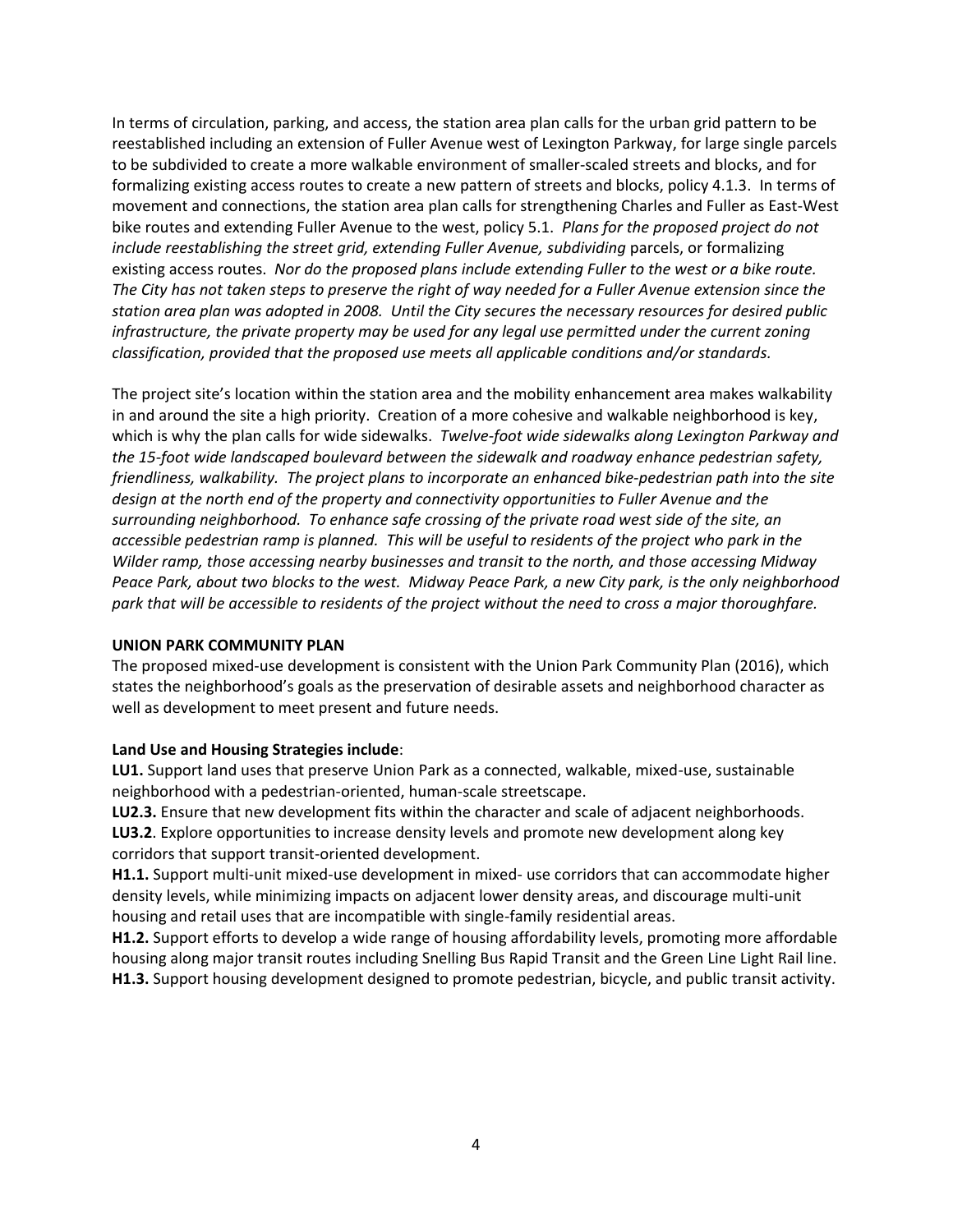In terms of circulation, parking, and access, the station area plan calls for the urban grid pattern to be reestablished including an extension of Fuller Avenue west of Lexington Parkway, for large single parcels to be subdivided to create a more walkable environment of smaller-scaled streets and blocks, and for formalizing existing access routes to create a new pattern of streets and blocks, policy 4.1.3. In terms of movement and connections, the station area plan calls for strengthening Charles and Fuller as East-West bike routes and extending Fuller Avenue to the west, policy 5.1. *Plans for the proposed project do not include reestablishing the street grid, extending Fuller Avenue, subdividing* parcels, or formalizing existing access routes. *Nor do the proposed plans include extending Fuller to the west or a bike route. The City has not taken steps to preserve the right of way needed for a Fuller Avenue extension since the station area plan was adopted in 2008. Until the City secures the necessary resources for desired public infrastructure, the private property may be used for any legal use permitted under the current zoning classification, provided that the proposed use meets all applicable conditions and/or standards.*

The project site's location within the station area and the mobility enhancement area makes walkability in and around the site a high priority. Creation of a more cohesive and walkable neighborhood is key, which is why the plan calls for wide sidewalks. *Twelve-foot wide sidewalks along Lexington Parkway and the 15-foot wide landscaped boulevard between the sidewalk and roadway enhance pedestrian safety, friendliness, walkability. The project plans to incorporate an enhanced bike-pedestrian path into the site design at the north end of the property and connectivity opportunities to Fuller Avenue and the surrounding neighborhood. To enhance safe crossing of the private road west side of the site, an accessible pedestrian ramp is planned. This will be useful to residents of the project who park in the Wilder ramp, those accessing nearby businesses and transit to the north, and those accessing Midway Peace Park, about two blocks to the west. Midway Peace Park, a new City park, is the only neighborhood park that will be accessible to residents of the project without the need to cross a major thoroughfare.*

**UNION PARK COMMUNITY PLAN**

The proposed mixed-use development is consistent with the Union Park Community Plan (2016), which states the neighborhood's goals as the preservation of desirable assets and neighborhood character as well as development to meet present and future needs.

**Land Use and Housing Strategies include**:

**LU1.** Support land uses that preserve Union Park as a connected, walkable, mixed-use, sustainable neighborhood with a pedestrian-oriented, human-scale streetscape.

**LU2.3.** Ensure that new development fits within the character and scale of adjacent neighborhoods.

**LU3.2**. Explore opportunities to increase density levels and promote new development along key corridors that support transit-oriented development.

**H1.1.** Support multi-unit mixed-use development in mixed- use corridors that can accommodate higher density levels, while minimizing impacts on adjacent lower density areas, and discourage multi-unit housing and retail uses that are incompatible with single-family residential areas.

**H1.2.** Support efforts to develop a wide range of housing affordability levels, promoting more affordable housing along major transit routes including Snelling Bus Rapid Transit and the Green Line Light Rail line.

**H1.3.** Support housing development designed to promote pedestrian, bicycle, and public transit activity.